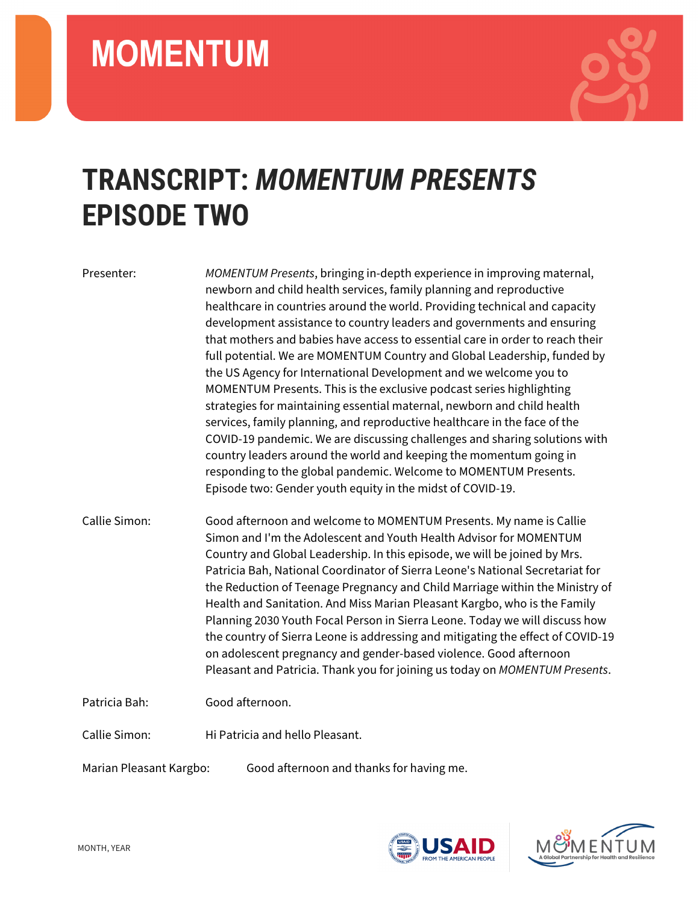# TRANSCRIPT: *MOMENTUM PRESENTS* EPISODE TWO

**Presenter:** *MOMENTUM Presents*, bringing in-depth experience in improving maternal, newborn and child health services, family planning and reproductive healthcare in countries around the world. Providing technical and capacity development assistance to country leaders and governments and ensuring that mothers and babies have access to essential care in order to reach their full potential. We are MOMENTUM Country and Global Leadership, funded by the US Agency for International Development and we welcome you to MOMENTUM Presents. This is the exclusive podcast series highlighting strategies for maintaining essential maternal, newborn and child health services, family planning, and reproductive healthcare in the face of the COVID-19 pandemic. We are discussing challenges and sharing solutions with country leaders around the world and keeping the momentum going in responding to the global pandemic. Welcome to MOMENTUM Presents. Episode two: Gender youth equity in the midst of COVID-19.

**Callie Simon:** Good afternoon and welcome to MOMENTUM Presents. My name is Callie Simon and I'm the Adolescent and Youth Health Advisor for MOMENTUM Country and Global Leadership. In this episode, we will be joined by Mrs. Patricia Bah, National Coordinator of Sierra Leone's National Secretariat for the Reduction of Teenage Pregnancy and Child Marriage within the Ministry of Health and Sanitation. And Miss Marian Pleasant Kargbo, who is the Family Planning 2030 Youth Focal Person in Sierra Leone. Today we will discuss how the country of Sierra Leone is addressing and mitigating the effect of COVID-19 on adolescent pregnancy and gender-based violence. Good afternoon Pleasant and Patricia. Thank you for joining us today on *MOMENTUM Presents*.

**Patricia Bah:** Good afternoon.

**Callie Simon:** Hi Patricia and hello Pleasant.

**Marian Pleasant Kargbo:** Good afternoon and thanks for having me.

MONTH, YEAR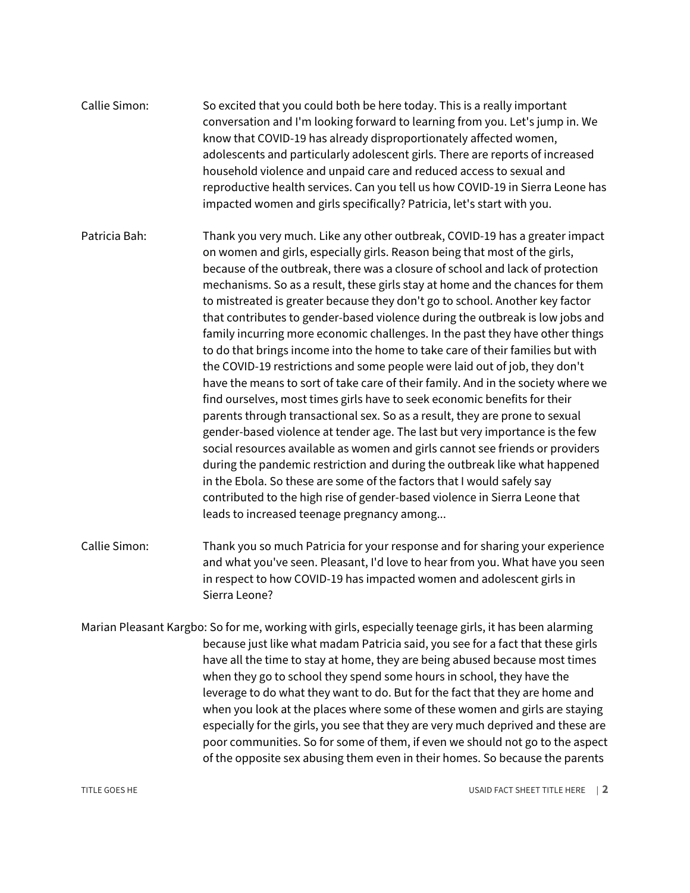**Callie Simon:** So excited that you could both be here today. This is a really important conversation and I'm looking forward to learning from you. Let's jump in. We know that COVID-19 has already disproportionately affected women, adolescents and particularly adolescent girls. There are reports of increased household violence and unpaid care and reduced access to sexual and reproductive health services. Can you tell us how COVID-19 in Sierra Leone has impacted women and girls specifically? Patricia, let's start with you.

**Patricia Bah:** Thank you very much. Like any other outbreak, COVID-19 has a greater impact on women and girls, especially girls. Reason being that most of the girls, because of the outbreak, there was a closure of school and lack of protection mechanisms. So as a result, these girls stay at home and the chances for them to mistreated is greater because they don't go to school. Another key factor that contributes to gender-based violence during the outbreak is low jobs and family incurring more economic challenges. In the past they have other things to do that brings income into the home to take care of their families but with the COVID-19 restrictions and some people were laid out of job, they don't have the means to sort of take care of their family. And in the society where we find ourselves, most times girls have to seek economic benefits for their parents through transactional sex. So as a result, they are prone to sexual gender-based violence at tender age. The last but very importance is the few social resources available as women and girls cannot see friends or providers during the pandemic restriction and during the outbreak like what happened in the Ebola. So these are some of the factors that I would safely say contributed to the high rise of gender-based violence in Sierra Leone that leads to increased teenage pregnancy among...

**Callie Simon:** Thank you so much Patricia for your response and for sharing your experience and what you've seen. Pleasant, I'd love to hear from you. What have you seen in respect to how COVID-19 has impacted women and adolescent girls in Sierra Leone?

**Marian Pleasant Kargbo:** So for me, working with girls, especially teenage girls, it has been alarming because just like what madam Patricia said, you see for a fact that these girls have all the time to stay at home, they are being abused because most times when they go to school they spend some hours in school, they have the leverage to do what they want to do. But for the fact that they are home and when you look at the places where some of these women and girls are staying especially for the girls, you see that they are very much deprived and these are poor communities. So for some of them, if even we should not go to the aspect of the opposite sex abusing them even in their homes. So because the parents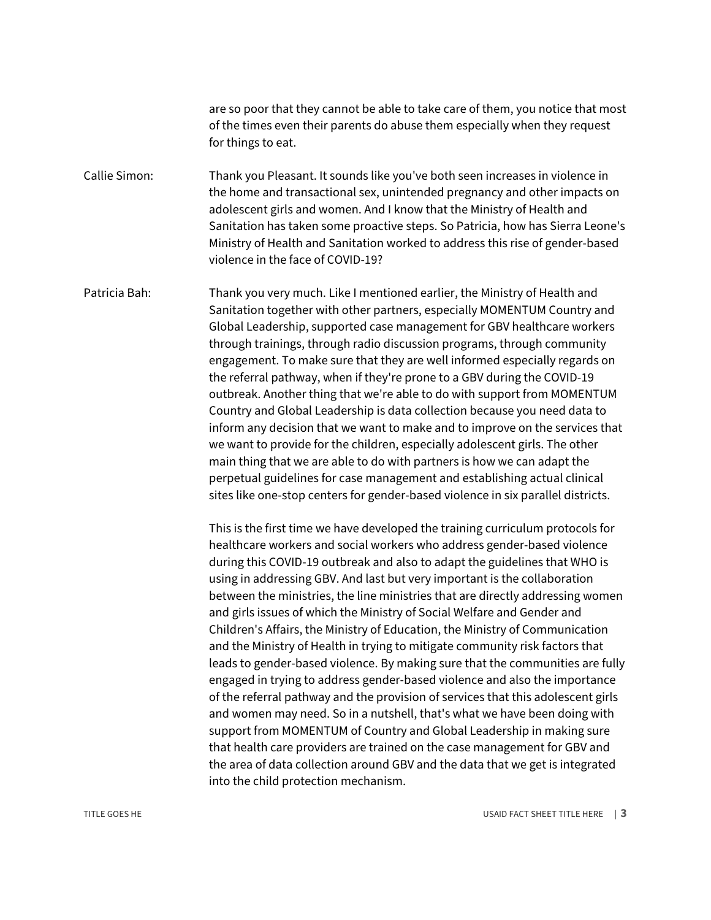are so poor that they cannot be able to take care of them, you notice that most of the times even their parents do abuse them especially when they request for things to eat.

Callie Simon: Thank you Pleasant. It sounds like you've both seen increases in violence in the home and transactional sex, unintended pregnancy and other impacts on adolescent girls and women. And I know that the Ministry of Health and Sanitation has taken some proactive steps. So Patricia, how has Sierra Leone's Ministry of Health and Sanitation worked to address this rise of gender-based violence in the face of COVID-19?

Patricia Bah: Thank you very much. Like I mentioned earlier, the Ministry of Health and Sanitation together with other partners, especially MOMENTUM Country and Global Leadership, supported case management for GBV healthcare workers through trainings, through radio discussion programs, through community engagement. To make sure that they are well informed especially regards on the referral pathway, when if they're prone to a GBV during the COVID-19 outbreak. Another thing that we're able to do with support from MOMENTUM Country and Global Leadership is data collection because you need data to inform any decision that we want to make and to improve on the services that we want to provide for the children, especially adolescent girls. The other main thing that we are able to do with partners is how we can adapt the perpetual guidelines for case management and establishing actual clinical sites like one-stop centers for gender-based violence in six parallel districts.

This is the first time we have developed the training curriculum protocols for healthcare workers and social workers who address gender-based violence during this COVID-19 outbreak and also to adapt the guidelines that WHO is using in addressing GBV. And last but very important is the collaboration between the ministries, the line ministries that are directly addressing women and girls issues of which the Ministry of Social Welfare and Gender and Children's Affairs, the Ministry of Education, the Ministry of Communication and the Ministry of Health in trying to mitigate community risk factors that leads to gender-based violence. By making sure that the communities are fully engaged in trying to address gender-based violence and also the importance of the referral pathway and the provision of services that this adolescent girls and women may need. So in a nutshell, that's what we have been doing with support from MOMENTUM of Country and Global Leadership in making sure that health care providers are trained on the case management for GBV and the area of data collection around GBV and the data that we get is integrated into the child protection mechanism.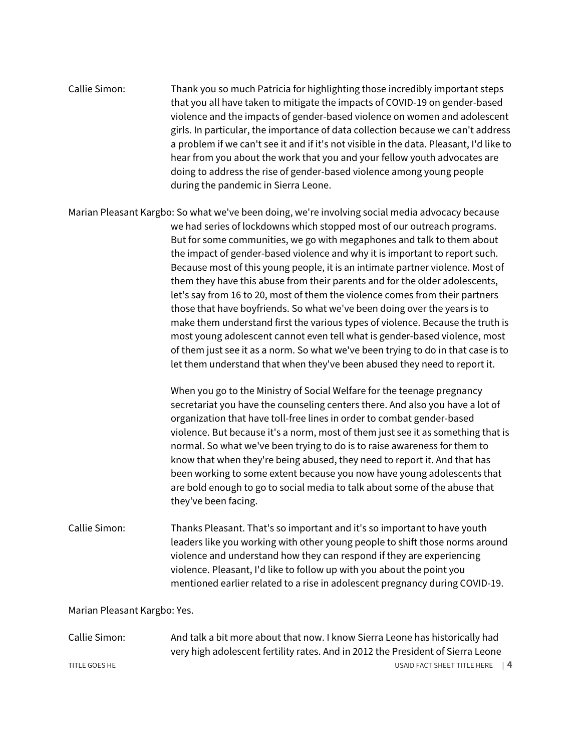Callie Simon: Thank you so much Patricia for highlighting those incredibly important steps that you all have taken to mitigate the impacts of COVID-19 on gender-based violence and the impacts of gender-based violence on women and adolescent girls. In particular, the importance of data collection because we can't address a problem if we can't see it and if it's not visible in the data. Pleasant, I'd like to hear from you about the work that you and your fellow youth advocates are doing to address the rise of gender-based violence among young people during the pandemic in Sierra Leone.

Marian Pleasant Kargbo: So what we've been doing, we're involving social media advocacy because we had series of lockdowns which stopped most of our outreach programs. But for some communities, we go with megaphones and talk to them about the impact of gender-based violence and why it is important to report such. Because most of this young people, it is an intimate partner violence. Most of them they have this abuse from their parents and for the older adolescents, let's say from 16 to 20, most of them the violence comes from their partners those that have boyfriends. So what we've been doing over the years is to make them understand first the various types of violence. Because the truth is most young adolescent cannot even tell what is gender-based violence, most of them just see it as a norm. So what we've been trying to do in that case is to let them understand that when they've been abused they need to report it.

When you go to the Ministry of Social Welfare for the teenage pregnancy secretariat you have the counseling centers there. And also you have a lot of organization that have toll-free lines in order to combat gender-based violence. But because it's a norm, most of them just see it as something that is normal. So what we've been trying to do is to raise awareness for them to know that when they're being abused, they need to report it. And that has been working to some extent because you now have young adolescents that are bold enough to go to social media to talk about some of the abuse that they've been facing.

Callie Simon: Thanks Pleasant. That's so important and it's so important to have youth leaders like you working with other young people to shift those norms around violence and understand how they can respond if they are experiencing violence. Pleasant, I'd like to follow up with you about the point you mentioned earlier related to a rise in adolescent pregnancy during COVID-19.

Marian Pleasant Kargbo: Yes.

Callie Simon: And talk a bit more about that now. I know Sierra Leone has historically had very high adolescent fertility rates. And in 2012 the President of Sierra Leone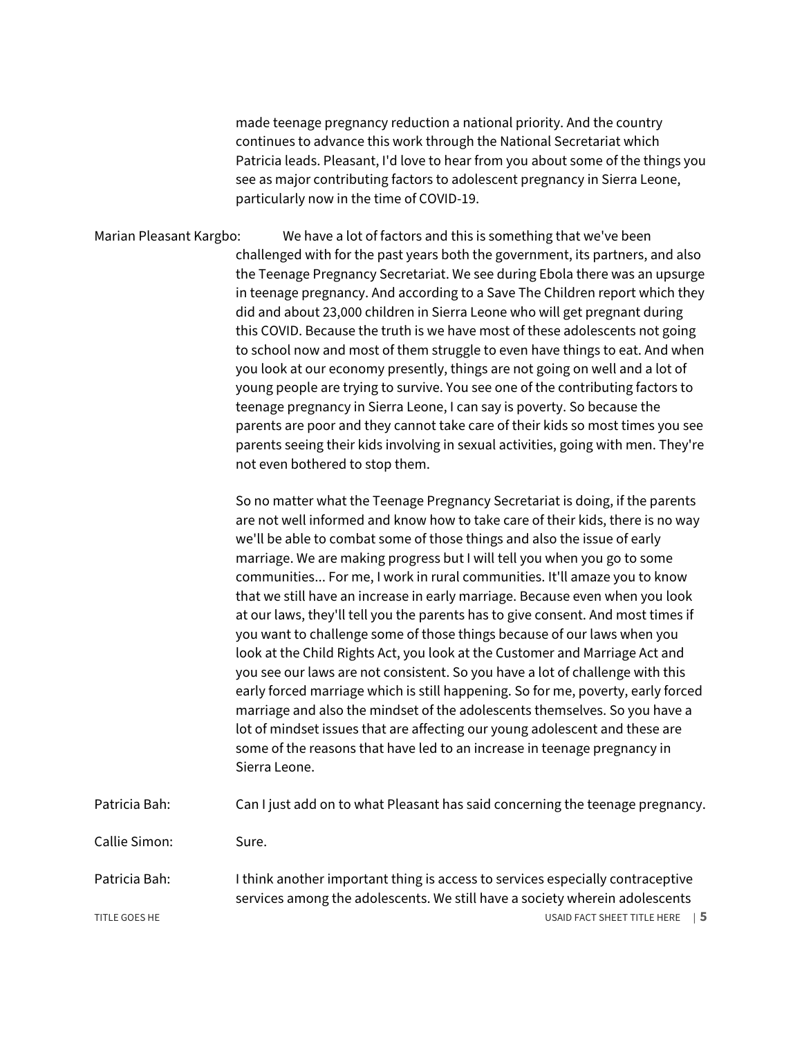made teenage pregnancy reduction a national priority. And the country continues to advance this work through the National Secretariat which Patricia leads. Pleasant, I'd love to hear from you about some of the things you see as major contributing factors to adolescent pregnancy in Sierra Leone, particularly now in the time of COVID-19.

Marian Pleasant Kargbo: We have a lot of factors and this is something that we've been challenged with for the past years both the government, its partners, and also the Teenage Pregnancy Secretariat. We see during Ebola there was an upsurge in teenage pregnancy. And according to a Save The Children report which they did and about 23,000 children in Sierra Leone who will get pregnant during this COVID. Because the truth is we have most of these adolescents not going to school now and most of them struggle to even have things to eat. And when you look at our economy presently, things are not going on well and a lot of young people are trying to survive. You see one of the contributing factors to teenage pregnancy in Sierra Leone, I can say is poverty. So because the parents are poor and they cannot take care of their kids so most times you see parents seeing their kids involving in sexual activities, going with men. They're not even bothered to stop them.

So no matter what the Teenage Pregnancy Secretariat is doing, if the parents are not well informed and know how to take care of their kids, there is no way we'll be able to combat some of those things and also the issue of early marriage. We are making progress but I will tell you when you go to some communities... For me, I work in rural communities. It'll amaze you to know that we still have an increase in early marriage. Because even when you look at our laws, they'll tell you the parents has to give consent. And most times if you want to challenge some of those things because of our laws when you look at the Child Rights Act, you look at the Customer and Marriage Act and you see our laws are not consistent. So you have a lot of challenge with this early forced marriage which is still happening. So for me, poverty, early forced marriage and also the mindset of the adolescents themselves. So you have a lot of mindset issues that are affecting our young adolescent and these are some of the reasons that have led to an increase in teenage pregnancy in Sierra Leone.

Patricia Bah: Can I just add on to what Pleasant has said concerning the teenage pregnancy.

Callie Simon: Sure.

Patricia Bah: I think another important thing is access to services especially contraceptive services among the adolescents. We still have a society wherein adolescents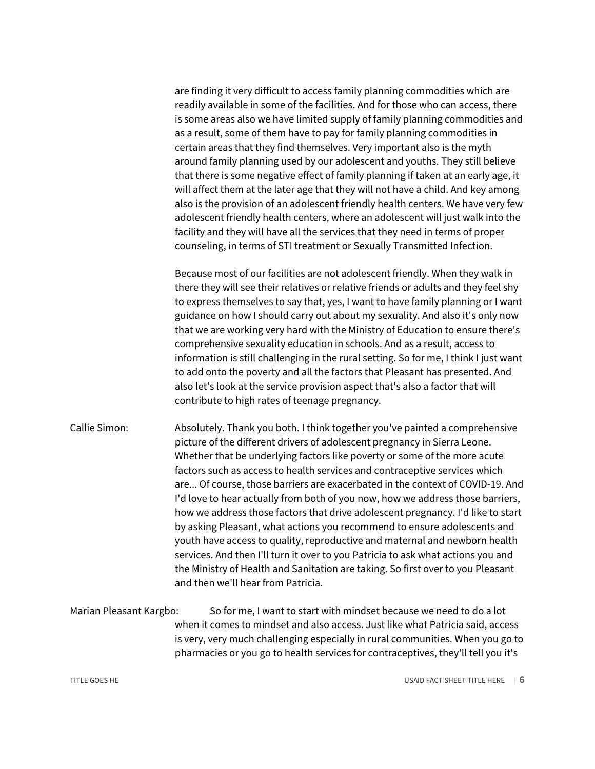are finding it very difficult to access family planning commodities which are readily available in some of the facilities. And for those who can access, there is some areas also we have limited supply of family planning commodities and as a result, some of them have to pay for family planning commodities in certain areas that they find themselves. Very important also is the myth around family planning used by our adolescent and youths. They still believe that there is some negative effect of family planning if taken at an early age, it will affect them at the later age that they will not have a child. And key among also is the provision of an adolescent friendly health centers. We have very few adolescent friendly health centers, where an adolescent will just walk into the facility and they will have all the services that they need in terms of proper counseling, in terms of STI treatment or Sexually Transmitted Infection.

Because most of our facilities are not adolescent friendly. When they walk in there they will see their relatives or relative friends or adults and they feel shy to express themselves to say that, yes, I want to have family planning or I want guidance on how I should carry out about my sexuality. And also it's only now that we are working very hard with the Ministry of Education to ensure there's comprehensive sexuality education in schools. And as a result, access to information is still challenging in the rural setting. So for me, I think I just want to add onto the poverty and all the factors that Pleasant has presented. And also let's look at the service provision aspect that's also a factor that will contribute to high rates of teenage pregnancy.

Callie Simon: Absolutely. Thank you both. I think together you've painted a comprehensive picture of the different drivers of adolescent pregnancy in Sierra Leone. Whether that be underlying factors like poverty or some of the more acute factors such as access to health services and contraceptive services which are... Of course, those barriers are exacerbated in the context of COVID-19. And I'd love to hear actually from both of you now, how we address those barriers, how we address those factors that drive adolescent pregnancy. I'd like to start by asking Pleasant, what actions you recommend to ensure adolescents and youth have access to quality, reproductive and maternal and newborn health services. And then I'll turn it over to you Patricia to ask what actions you and the Ministry of Health and Sanitation are taking. So first over to you Pleasant and then we'll hear from Patricia.

Marian Pleasant Kargbo: So for me, I want to start with mindset because we need to do a lot when it comes to mindset and also access. Just like what Patricia said, access is very, very much challenging especially in rural communities. When you go to pharmacies or you go to health services for contraceptives, they'll tell you it's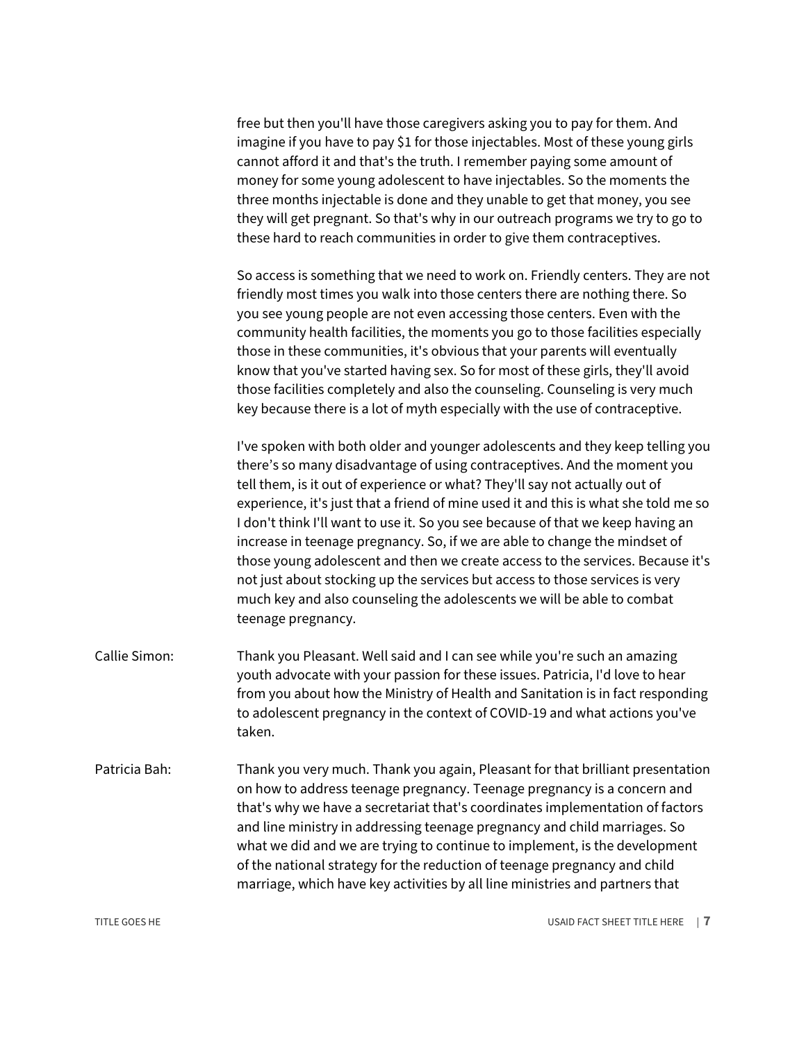free but then you'll have those caregivers asking you to pay for them. And imagine if you have to pay $1 for those injectables. Most of these young girls cannot afford it and that's the truth. I remember paying some amount of money for some young adolescent to have injectables. So the moments the three months injectable is done and they unable to get that money, you see they will get pregnant. So that's why in our outreach programs we try to go to these hard to reach communities in order to give them contraceptives.

So access is something that we need to work on. Friendly centers. They are not friendly most times you walk into those centers there are nothing there. So you see young people are not even accessing those centers. Even with the community health facilities, the moments you go to those facilities especially those in these communities, it's obvious that your parents will eventually know that you've started having sex. So for most of these girls, they'll avoid those facilities completely and also the counseling. Counseling is very much key because there is a lot of myth especially with the use of contraceptive.

I've spoken with both older and younger adolescents and they keep telling you there's so many disadvantage of using contraceptives. And the moment you tell them, is it out of experience or what? They'll say not actually out of experience, it's just that a friend of mine used it and this is what she told me so I don't think I'll want to use it. So you see because of that we keep having an increase in teenage pregnancy. So, if we are able to change the mindset of those young adolescent and then we create access to the services. Because it's not just about stocking up the services but access to those services is very much key and also counseling the adolescents we will be able to combat teenage pregnancy.

Callie Simon: Thank you Pleasant. Well said and I can see while you're such an amazing youth advocate with your passion for these issues. Patricia, I'd love to hear from you about how the Ministry of Health and Sanitation is in fact responding to adolescent pregnancy in the context of COVID-19 and what actions you've taken.

Patricia Bah: Thank you very much. Thank you again, Pleasant for that brilliant presentation on how to address teenage pregnancy. Teenage pregnancy is a concern and that's why we have a secretariat that's coordinates implementation of factors and line ministry in addressing teenage pregnancy and child marriages. So what we did and we are trying to continue to implement, is the development of the national strategy for the reduction of teenage pregnancy and child marriage, which have key activities by all line ministries and partners that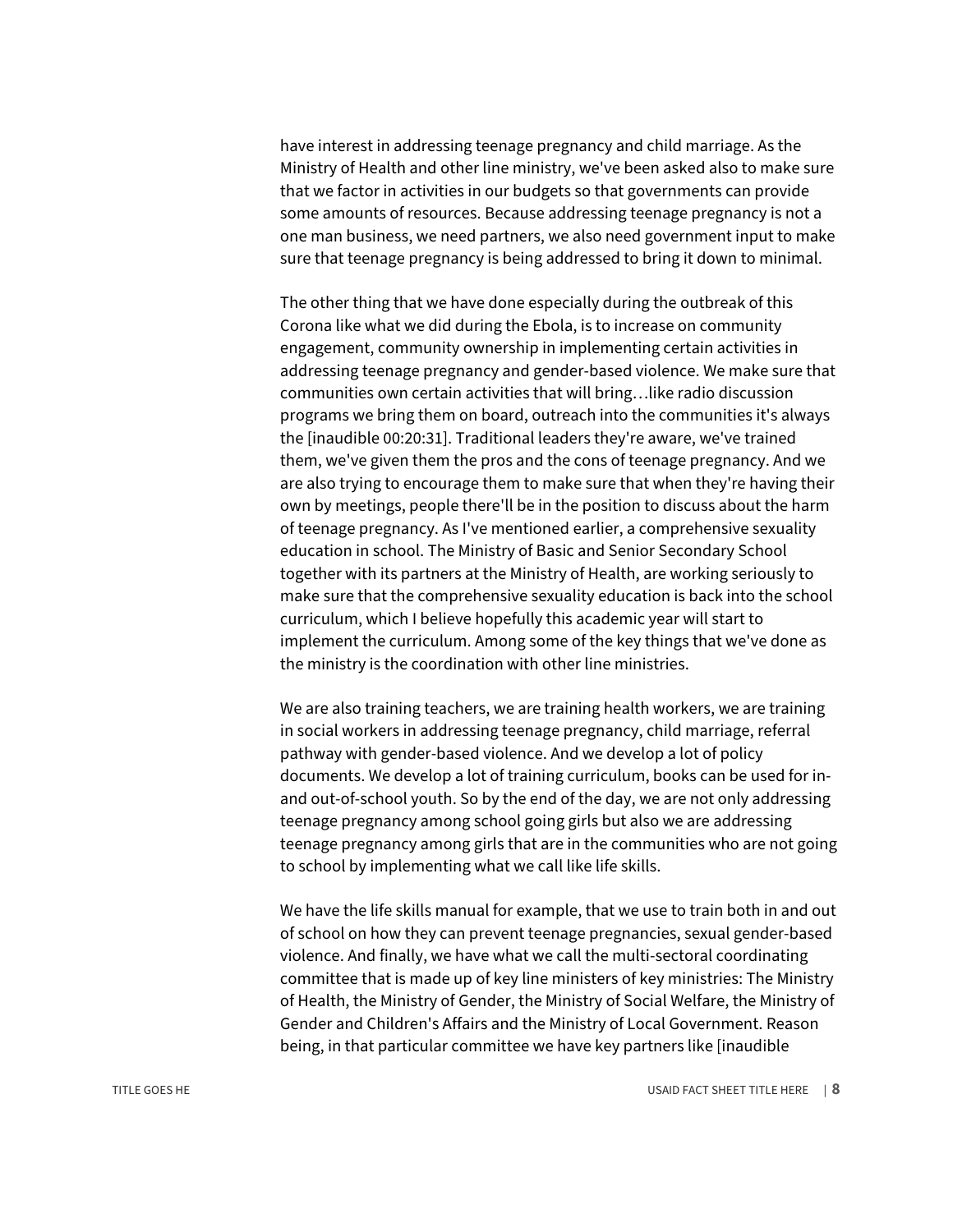have interest in addressing teenage pregnancy and child marriage. As the Ministry of Health and other line ministry, we've been asked also to make sure that we factor in activities in our budgets so that governments can provide some amounts of resources. Because addressing teenage pregnancy is not a one man business, we need partners, we also need government input to make sure that teenage pregnancy is being addressed to bring it down to minimal.

The other thing that we have done especially during the outbreak of this Corona like what we did during the Ebola, is to increase on community engagement, community ownership in implementing certain activities in addressing teenage pregnancy and gender-based violence. We make sure that communities own certain activities that will bring…like radio discussion programs we bring them on board, outreach into the communities it's always the [inaudible 00:20:31]. Traditional leaders they're aware, we've trained them, we've given them the pros and the cons of teenage pregnancy. And we are also trying to encourage them to make sure that when they're having their own by meetings, people there'll be in the position to discuss about the harm of teenage pregnancy. As I've mentioned earlier, a comprehensive sexuality education in school. The Ministry of Basic and Senior Secondary School together with its partners at the Ministry of Health, are working seriously to make sure that the comprehensive sexuality education is back into the school curriculum, which I believe hopefully this academic year will start to implement the curriculum. Among some of the key things that we've done as the ministry is the coordination with other line ministries.

We are also training teachers, we are training health workers, we are training in social workers in addressing teenage pregnancy, child marriage, referral pathway with gender-based violence. And we develop a lot of policy documents. We develop a lot of training curriculum, books can be used for in- and out-of-school youth. So by the end of the day, we are not only addressing teenage pregnancy among school going girls but also we are addressing teenage pregnancy among girls that are in the communities who are not going to school by implementing what we call like life skills.

We have the life skills manual for example, that we use to train both in and out of school on how they can prevent teenage pregnancies, sexual gender-based violence. And finally, we have what we call the multi-sectoral coordinating committee that is made up of key line ministers of key ministries: The Ministry of Health, the Ministry of Gender, the Ministry of Social Welfare, the Ministry of Gender and Children's Affairs and the Ministry of Local Government. Reason being, in that particular committee we have key partners like [inaudible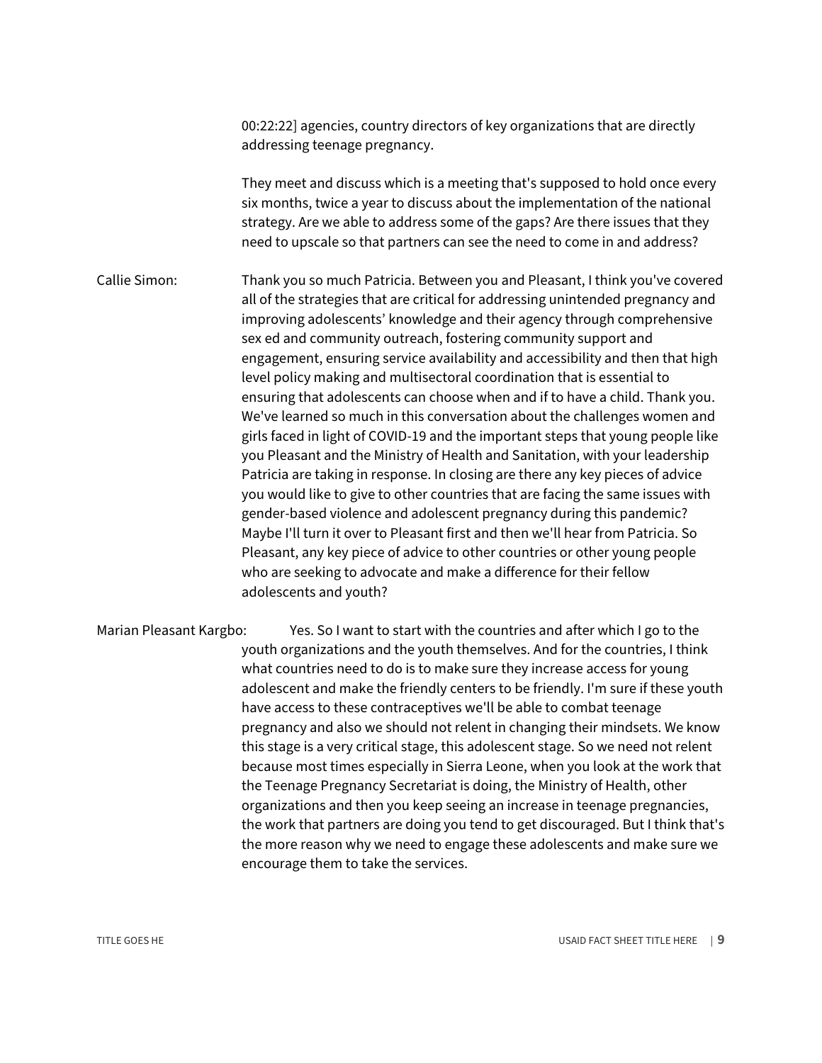00:22:22] agencies, country directors of key organizations that are directly addressing teenage pregnancy.

They meet and discuss which is a meeting that's supposed to hold once every six months, twice a year to discuss about the implementation of the national strategy. Are we able to address some of the gaps? Are there issues that they need to upscale so that partners can see the need to come in and address?

Callie Simon: Thank you so much Patricia. Between you and Pleasant, I think you've covered all of the strategies that are critical for addressing unintended pregnancy and improving adolescents' knowledge and their agency through comprehensive sex ed and community outreach, fostering community support and engagement, ensuring service availability and accessibility and then that high level policy making and multisectoral coordination that is essential to ensuring that adolescents can choose when and if to have a child. Thank you. We've learned so much in this conversation about the challenges women and girls faced in light of COVID-19 and the important steps that young people like you Pleasant and the Ministry of Health and Sanitation, with your leadership Patricia are taking in response. In closing are there any key pieces of advice you would like to give to other countries that are facing the same issues with gender-based violence and adolescent pregnancy during this pandemic? Maybe I'll turn it over to Pleasant first and then we'll hear from Patricia. So Pleasant, any key piece of advice to other countries or other young people who are seeking to advocate and make a difference for their fellow adolescents and youth?

Marian Pleasant Kargbo: Yes. So I want to start with the countries and after which I go to the youth organizations and the youth themselves. And for the countries, I think what countries need to do is to make sure they increase access for young adolescent and make the friendly centers to be friendly. I'm sure if these youth have access to these contraceptives we'll be able to combat teenage pregnancy and also we should not relent in changing their mindsets. We know this stage is a very critical stage, this adolescent stage. So we need not relent because most times especially in Sierra Leone, when you look at the work that the Teenage Pregnancy Secretariat is doing, the Ministry of Health, other organizations and then you keep seeing an increase in teenage pregnancies, the work that partners are doing you tend to get discouraged. But I think that's the more reason why we need to engage these adolescents and make sure we encourage them to take the services.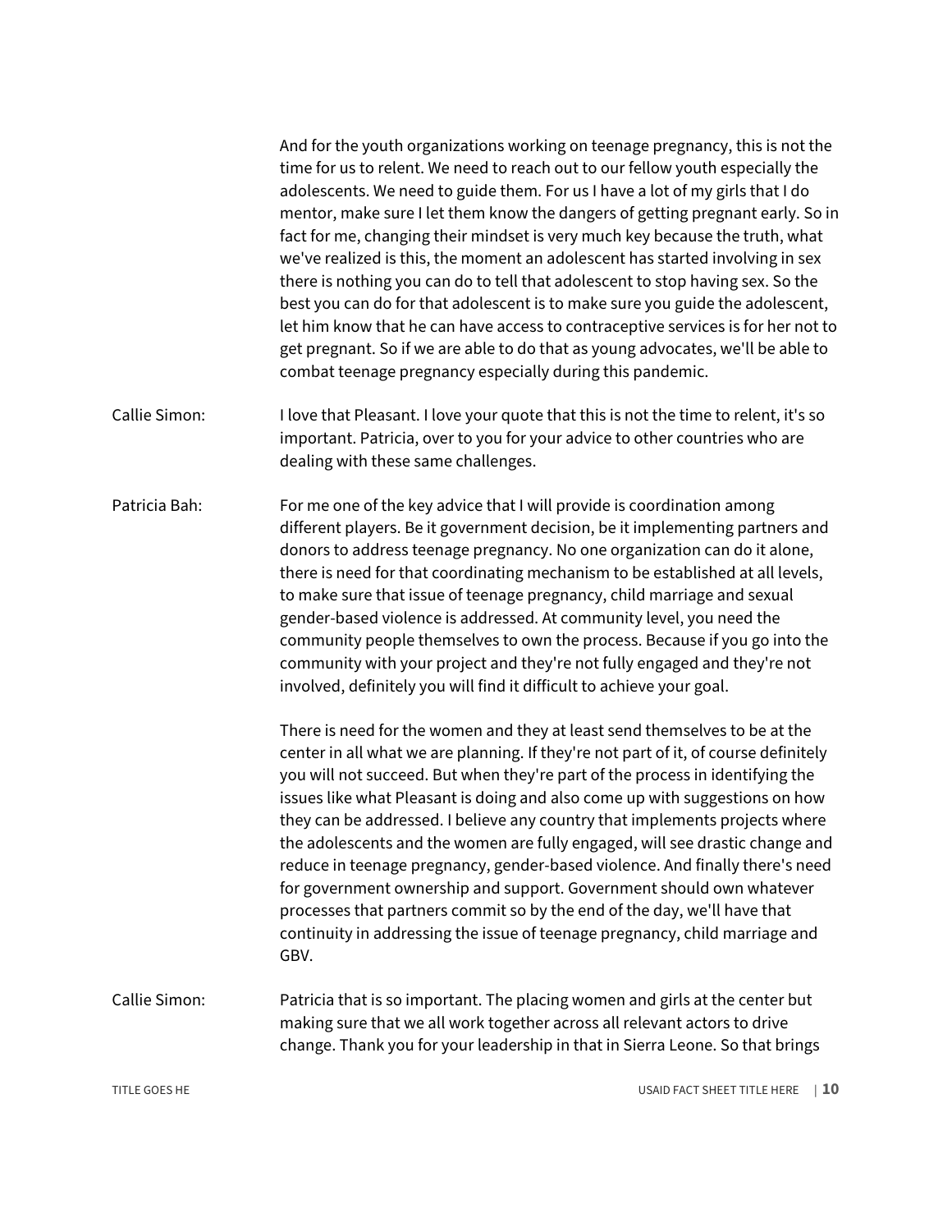And for the youth organizations working on teenage pregnancy, this is not the time for us to relent. We need to reach out to our fellow youth especially the adolescents. We need to guide them. For us I have a lot of my girls that I do mentor, make sure I let them know the dangers of getting pregnant early. So in fact for me, changing their mindset is very much key because the truth, what we've realized is this, the moment an adolescent has started involving in sex there is nothing you can do to tell that adolescent to stop having sex. So the best you can do for that adolescent is to make sure you guide the adolescent, let him know that he can have access to contraceptive services is for her not to get pregnant. So if we are able to do that as young advocates, we'll be able to combat teenage pregnancy especially during this pandemic.

**Callie Simon:** I love that Pleasant. I love your quote that this is not the time to relent, it's so important. Patricia, over to you for your advice to other countries who are dealing with these same challenges.

**Patricia Bah:** For me one of the key advice that I will provide is coordination among different players. Be it government decision, be it implementing partners and donors to address teenage pregnancy. No one organization can do it alone, there is need for that coordinating mechanism to be established at all levels, to make sure that issue of teenage pregnancy, child marriage and sexual gender-based violence is addressed. At community level, you need the community people themselves to own the process. Because if you go into the community with your project and they're not fully engaged and they're not involved, definitely you will find it difficult to achieve your goal.

There is need for the women and they at least send themselves to be at the center in all what we are planning. If they're not part of it, of course definitely you will not succeed. But when they're part of the process in identifying the issues like what Pleasant is doing and also come up with suggestions on how they can be addressed. I believe any country that implements projects where the adolescents and the women are fully engaged, will see drastic change and reduce in teenage pregnancy, gender-based violence. And finally there's need for government ownership and support. Government should own whatever processes that partners commit so by the end of the day, we'll have that continuity in addressing the issue of teenage pregnancy, child marriage and GBV.

**Callie Simon:** Patricia that is so important. The placing women and girls at the center but making sure that we all work together across all relevant actors to drive change. Thank you for your leadership in that in Sierra Leone. So that brings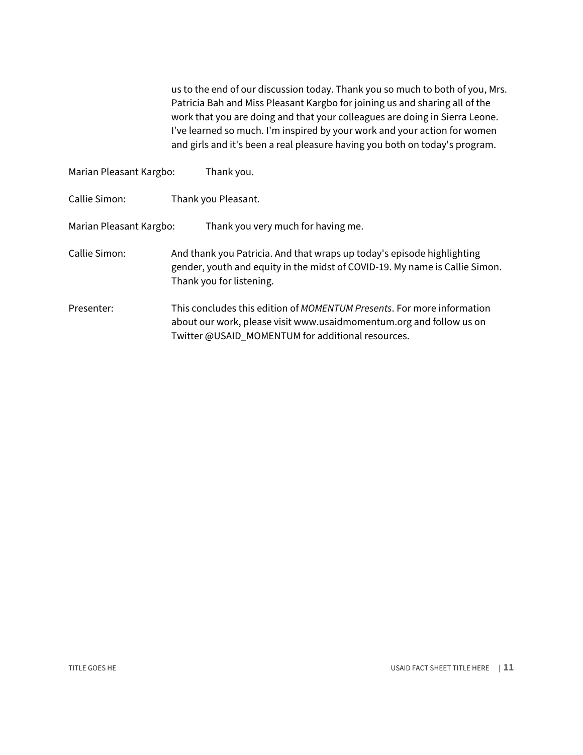us to the end of our discussion today. Thank you so much to both of you, Mrs. Patricia Bah and Miss Pleasant Kargbo for joining us and sharing all of the work that you are doing and that your colleagues are doing in Sierra Leone. I've learned so much. I'm inspired by your work and your action for women and girls and it's been a real pleasure having you both on today's program.

Marian Pleasant Kargbo: Thank you.

Callie Simon: Thank you Pleasant.

Marian Pleasant Kargbo: Thank you very much for having me.

Callie Simon: And thank you Patricia. And that wraps up today's episode highlighting gender, youth and equity in the midst of COVID-19. My name is Callie Simon. Thank you for listening.

Presenter: This concludes this edition of *MOMENTUM Presents*. For more information about our work, please visit www.usaidmomentum.org and follow us on Twitter @USAID_MOMENTUM for additional resources.